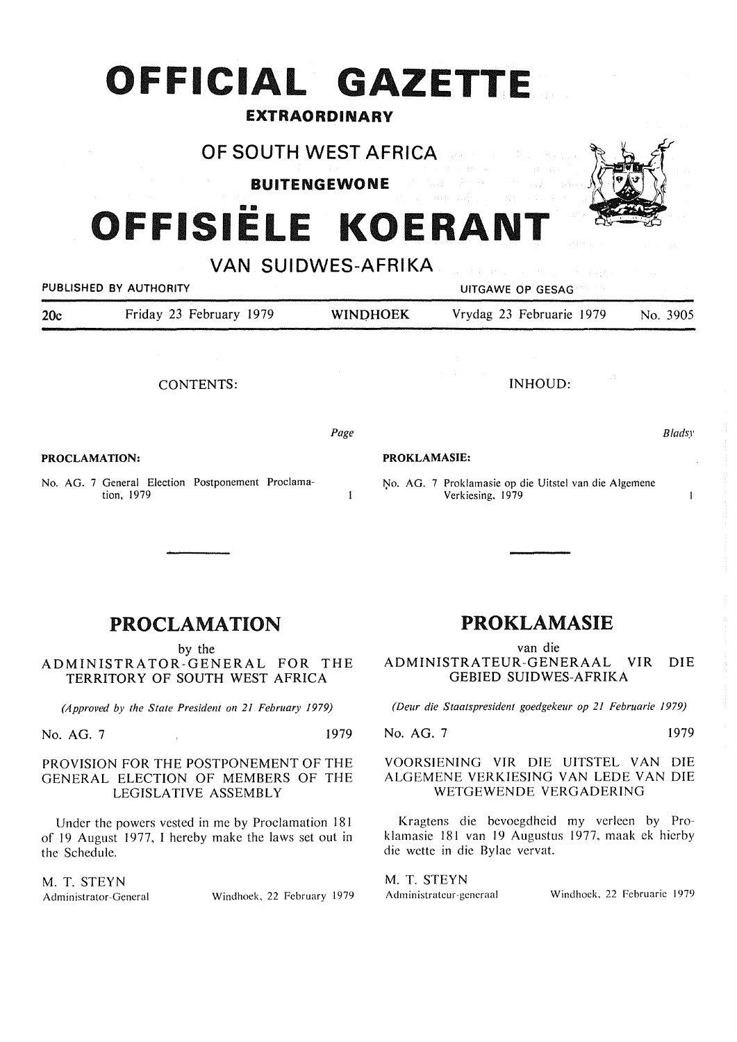# OFFICIAL GAZETTE

**EXTRAORDINARY**

## OF SOUTH WEST AFRICA

**BUITENGEWONE**

# OFFISIËLE KOERANT

## VAN SUIDWES-AFRIKA

PUBLISHED BY AUTHORITY — UITGAWE OP GESAG

| 20c | Friday 23 February 1979 | WINDHOEK | Vrydag 23 Februarie 1979 | No. 3905 |
|---|---|---|---|---|

CONTENTS:

| | Page |
|---|---|
| **PROCLAMATION:** | |
| No. AG. 7 General Election Postponement Proclamation, 1979 | 1 |

INHOUD:

| | Bladsy |
|---|---|
| **PROKLAMASIE:** | |
| No. AG. 7 Proklamasie op die Uitstel van die Algemene Verkiesing, 1979 | 1 |

## PROCLAMATION

by the

ADMINISTRATOR-GENERAL FOR THE TERRITORY OF SOUTH WEST AFRICA

*(Approved by the State President on 21 February 1979)*

No. AG. 7 1979

PROVISION FOR THE POSTPONEMENT OF THE GENERAL ELECTION OF MEMBERS OF THE LEGISLATIVE ASSEMBLY

Under the powers vested in me by Proclamation 181 of 19 August 1977, I hereby make the laws set out in the Schedule.

M. T. STEYN
Administrator-General — Windhoek, 22 February 1979

## PROKLAMASIE

van die

ADMINISTRATEUR-GENERAAL VIR DIE GEBIED SUIDWES-AFRIKA

*(Deur die Staatspresident goedgekeur op 21 Februarie 1979)*

No. AG. 7 1979

VOORSIENING VIR DIE UITSTEL VAN DIE ALGEMENE VERKIESING VAN LEDE VAN DIE WETGEWENDE VERGADERING

Kragtens die bevoegdheid my verleen by Proklamasie 181 van 19 Augustus 1977, maak ek hierby die wette in die Bylae vervat.

M. T. STEYN
Administrateur-generaal — Windhoek, 22 Februarie 1979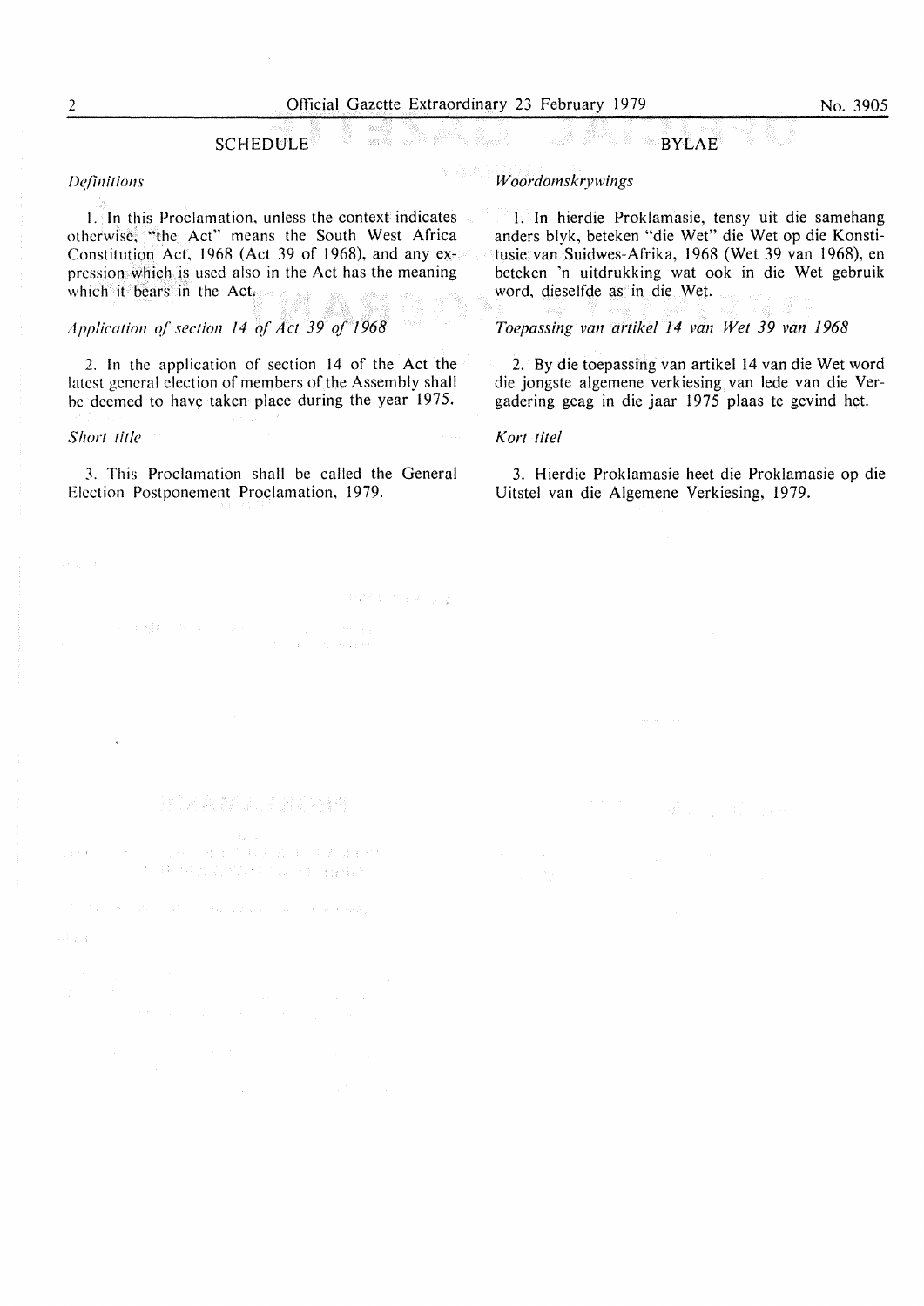## SCHEDULE

*Definitions*

1. In this Proclamation, unless the context indicates otherwise, "the Act" means the South West Africa Constitution Act, 1968 (Act 39 of 1968), and any expression which is used also in the Act has the meaning which it bears in the Act.

*Application of section 14 of Act 39 of 1968*

2. In the application of section 14 of the Act the latest general election of members of the Assembly shall be deemed to have taken place during the year 1975.

*Short title*

3. This Proclamation shall be called the General Election Postponement Proclamation, 1979.

## BYLAE

*Woordomskrywings*

1. In hierdie Proklamasie, tensy uit die samehang anders blyk, beteken "die Wet" die Wet op die Konstitusie van Suidwes-Afrika, 1968 (Wet 39 van 1968), en beteken 'n uitdrukking wat ook in die Wet gebruik word, dieselfde as in die Wet.

*Toepassing van artikel 14 van Wet 39 van 1968*

2. By die toepassing van artikel 14 van die Wet word die jongste algemene verkiesing van lede van die Vergadering geag in die jaar 1975 plaas te gevind het.

*Kort titel*

3. Hierdie Proklamasie heet die Proklamasie op die Uitstel van die Algemene Verkiesing, 1979.